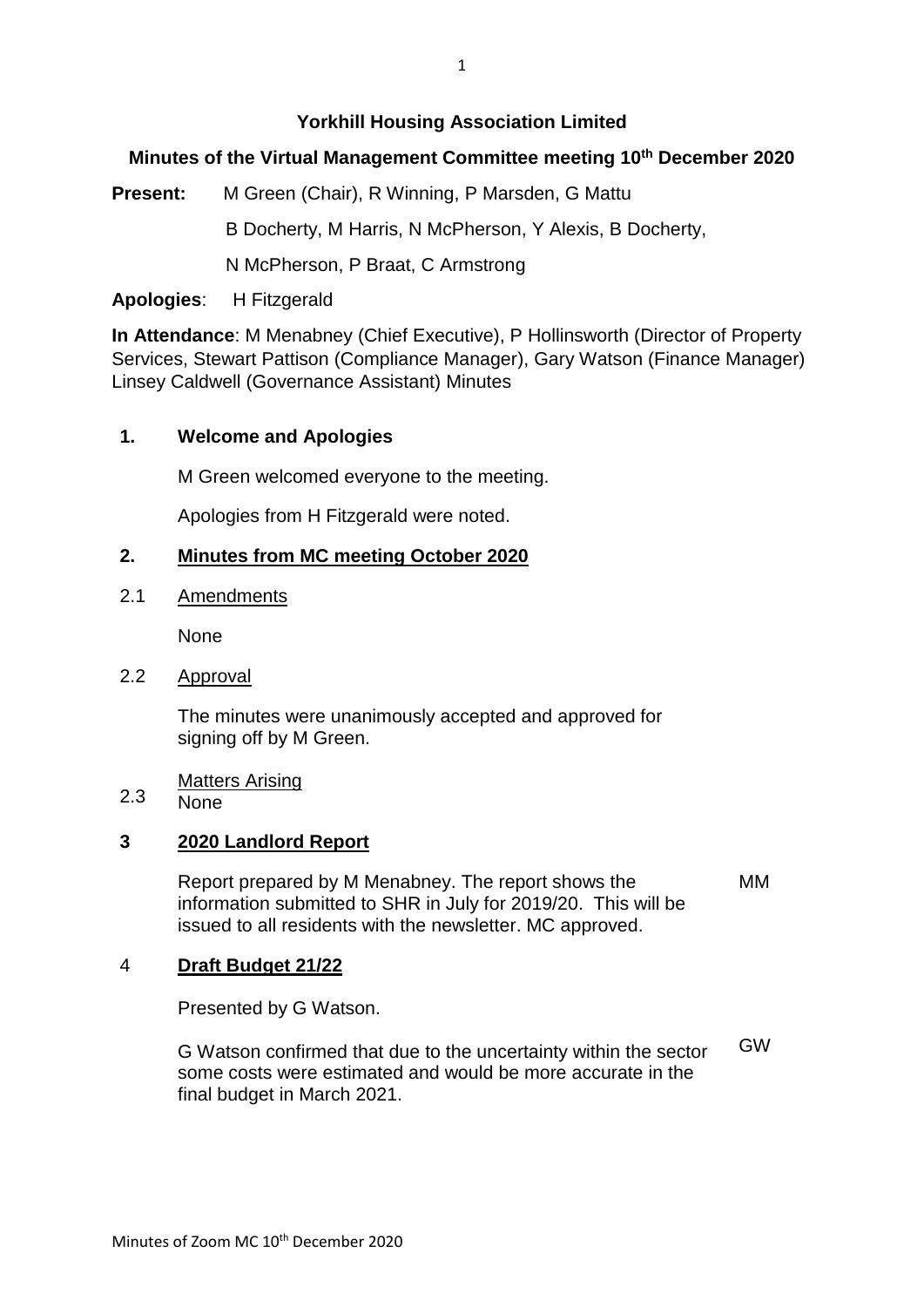**Yorkhill Housing Association Limited**

**Minutes of the Virtual Management Committee meeting 10th December 2020**

**Present:** M Green (Chair), R Winning, P Marsden, G Mattu

B Docherty, M Harris, N McPherson, Y Alexis, B Docherty,

N McPherson, P Braat, C Armstrong

**Apologies**: H Fitzgerald

**In Attendance**: M Menabney (Chief Executive), P Hollinsworth (Director of Property Services, Stewart Pattison (Compliance Manager), Gary Watson (Finance Manager) Linsey Caldwell (Governance Assistant) Minutes

**1. Welcome and Apologies**

M Green welcomed everyone to the meeting.

Apologies from H Fitzgerald were noted.

**2. Minutes from MC meeting October 2020**

2.1 Amendments

None

2.2 Approval

The minutes were unanimously accepted and approved for signing off by M Green.

2.3 Matters Arising

None

**3 2020 Landlord Report**

Report prepared by M Menabney. The report shows the information submitted to SHR in July for 2019/20. This will be issued to all residents with the newsletter. MC approved. — MM

**4 Draft Budget 21/22**

Presented by G Watson.

G Watson confirmed that due to the uncertainty within the sector some costs were estimated and would be more accurate in the final budget in March 2021. — GW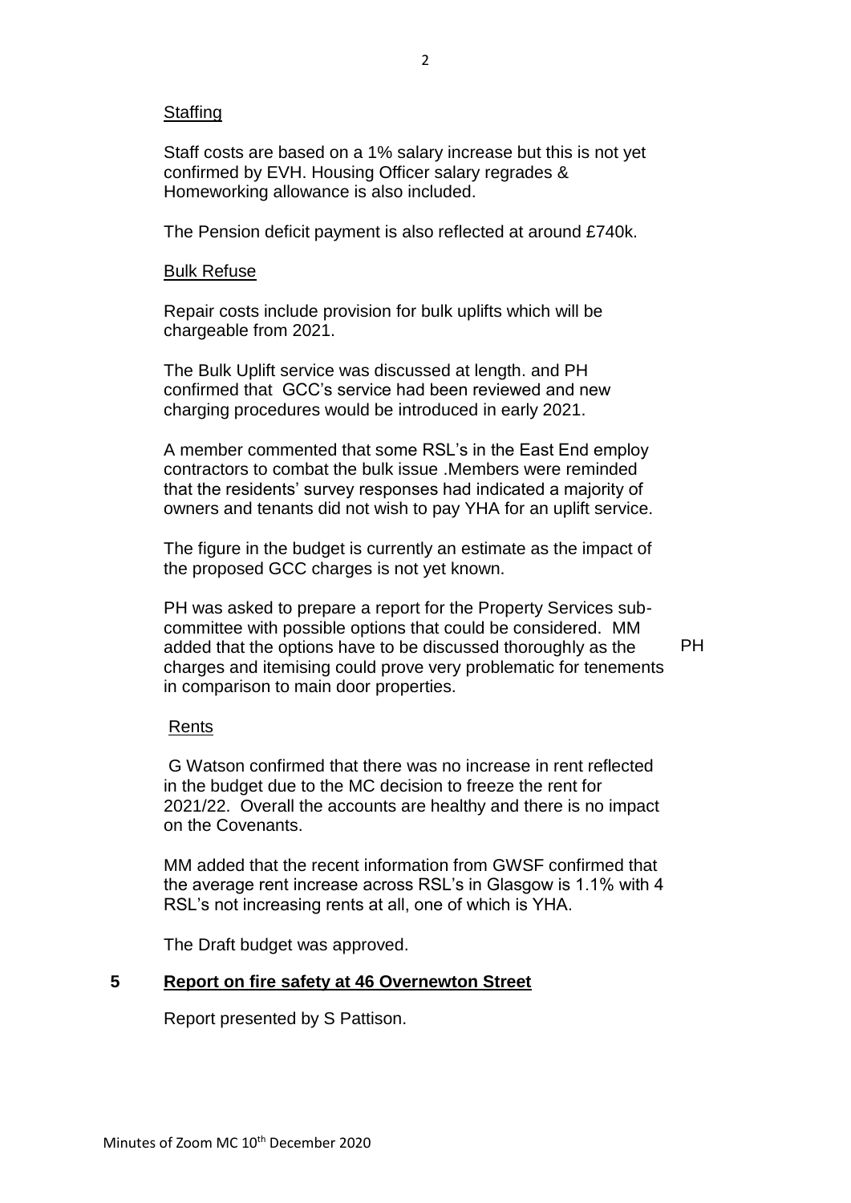Staffing

Staff costs are based on a 1% salary increase but this is not yet confirmed by EVH. Housing Officer salary regrades & Homeworking allowance is also included.

The Pension deficit payment is also reflected at around £740k.

Bulk Refuse

Repair costs include provision for bulk uplifts which will be chargeable from 2021.

The Bulk Uplift service was discussed at length. and PH confirmed that GCC's service had been reviewed and new charging procedures would be introduced in early 2021.

A member commented that some RSL's in the East End employ contractors to combat the bulk issue .Members were reminded that the residents' survey responses had indicated a majority of owners and tenants did not wish to pay YHA for an uplift service.

The figure in the budget is currently an estimate as the impact of the proposed GCC charges is not yet known.

PH was asked to prepare a report for the Property Services sub-committee with possible options that could be considered. MM added that the options have to be discussed thoroughly as the charges and itemising could prove very problematic for tenements in comparison to main door properties. **PH**

Rents

G Watson confirmed that there was no increase in rent reflected in the budget due to the MC decision to freeze the rent for 2021/22. Overall the accounts are healthy and there is no impact on the Covenants.

MM added that the recent information from GWSF confirmed that the average rent increase across RSL's in Glasgow is 1.1% with 4 RSL's not increasing rents at all, one of which is YHA.

The Draft budget was approved.

## 5 Report on fire safety at 46 Overnewton Street

Report presented by S Pattison.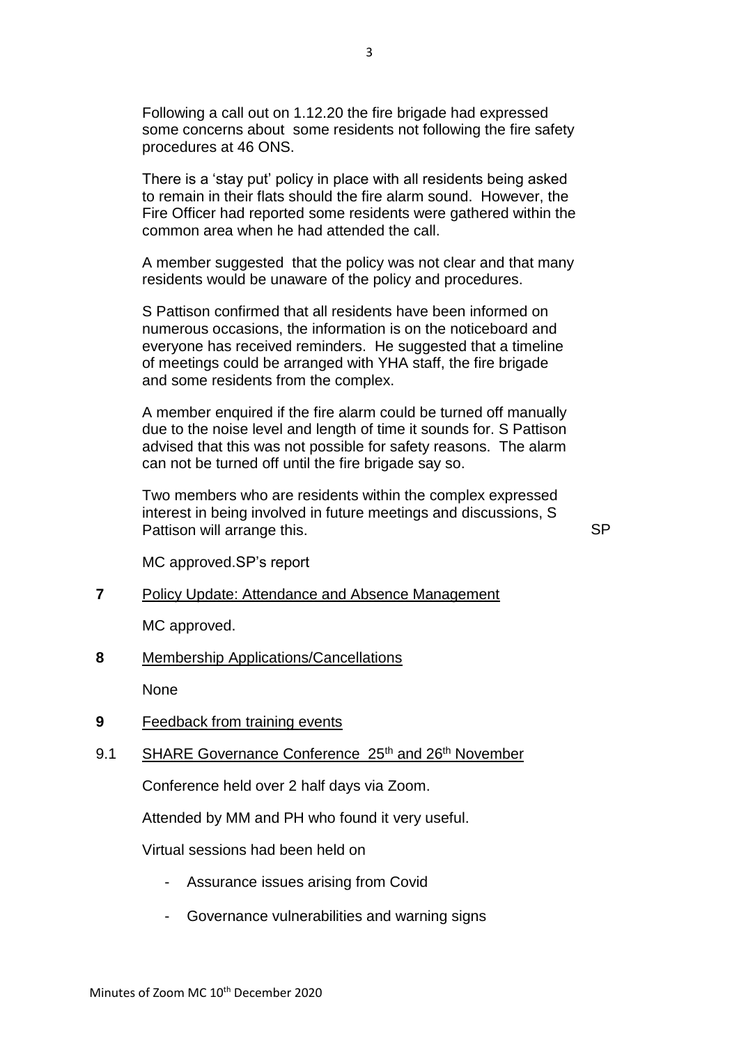Following a call out on 1.12.20 the fire brigade had expressed some concerns about some residents not following the fire safety procedures at 46 ONS.

There is a 'stay put' policy in place with all residents being asked to remain in their flats should the fire alarm sound. However, the Fire Officer had reported some residents were gathered within the common area when he had attended the call.

A member suggested that the policy was not clear and that many residents would be unaware of the policy and procedures.

S Pattison confirmed that all residents have been informed on numerous occasions, the information is on the noticeboard and everyone has received reminders. He suggested that a timeline of meetings could be arranged with YHA staff, the fire brigade and some residents from the complex.

A member enquired if the fire alarm could be turned off manually due to the noise level and length of time it sounds for. S Pattison advised that this was not possible for safety reasons. The alarm can not be turned off until the fire brigade say so.

Two members who are residents within the complex expressed interest in being involved in future meetings and discussions, S Pattison will arrange this. SP

MC approved.SP's report

**7** Policy Update: Attendance and Absence Management

MC approved.

**8** Membership Applications/Cancellations

None

**9** Feedback from training events

9.1 SHARE Governance Conference 25th and 26th November

Conference held over 2 half days via Zoom.

Attended by MM and PH who found it very useful.

Virtual sessions had been held on

- Assurance issues arising from Covid
- Governance vulnerabilities and warning signs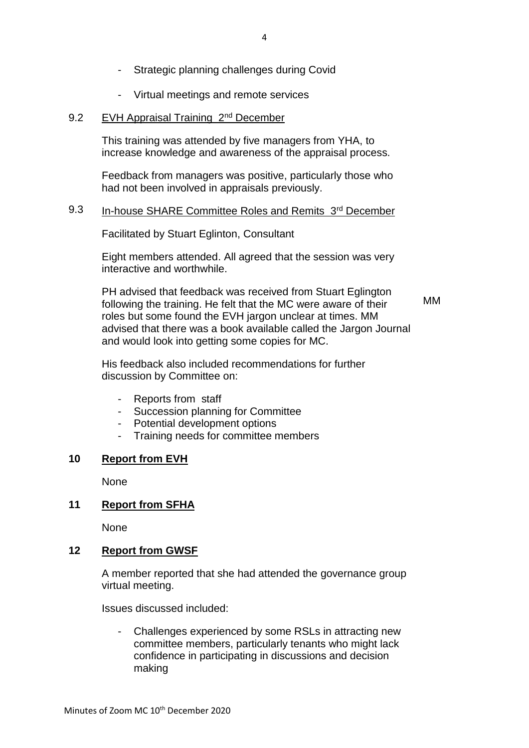- Strategic planning challenges during Covid
- Virtual meetings and remote services

9.2 EVH Appraisal Training 2nd December

This training was attended by five managers from YHA, to increase knowledge and awareness of the appraisal process.

Feedback from managers was positive, particularly those who had not been involved in appraisals previously.

9.3 In-house SHARE Committee Roles and Remits 3rd December

Facilitated by Stuart Eglinton, Consultant

Eight members attended. All agreed that the session was very interactive and worthwhile.

PH advised that feedback was received from Stuart Eglington following the training. He felt that the MC were aware of their roles but some found the EVH jargon unclear at times. MM advised that there was a book available called the Jargon Journal and would look into getting some copies for MC. **MM**

His feedback also included recommendations for further discussion by Committee on:

- Reports from staff
- Succession planning for Committee
- Potential development options
- Training needs for committee members

## 10 Report from EVH

None

## 11 Report from SFHA

None

## 12 Report from GWSF

A member reported that she had attended the governance group virtual meeting.

Issues discussed included:

- Challenges experienced by some RSLs in attracting new committee members, particularly tenants who might lack confidence in participating in discussions and decision making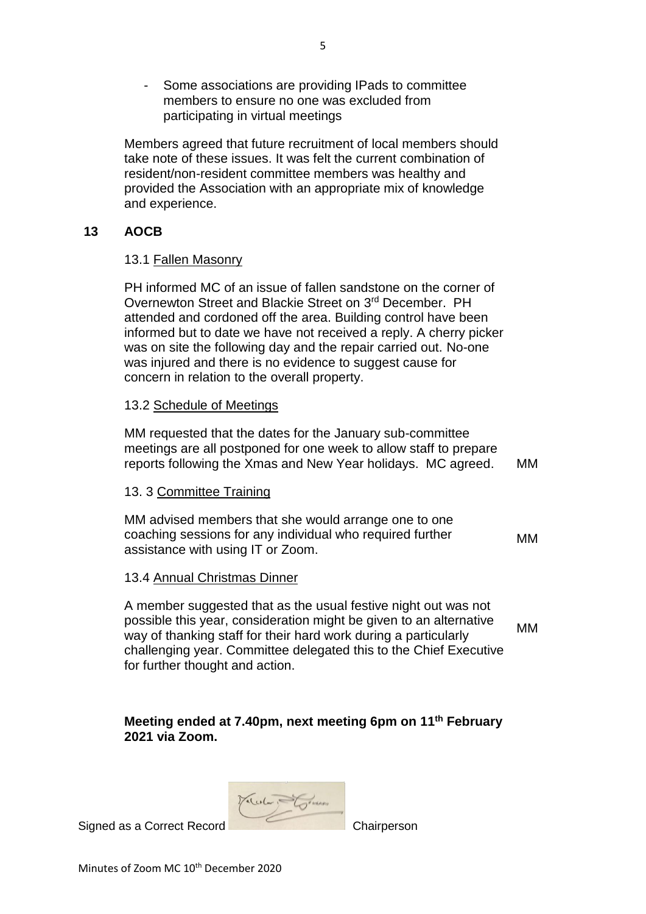- Some associations are providing IPads to committee members to ensure no one was excluded from participating in virtual meetings

Members agreed that future recruitment of local members should take note of these issues. It was felt the current combination of resident/non-resident committee members was healthy and provided the Association with an appropriate mix of knowledge and experience.

## 13 AOCB

### 13.1 Fallen Masonry

PH informed MC of an issue of fallen sandstone on the corner of Overnewton Street and Blackie Street on 3rd December. PH attended and cordoned off the area. Building control have been informed but to date we have not received a reply. A cherry picker was on site the following day and the repair carried out. No-one was injured and there is no evidence to suggest cause for concern in relation to the overall property.

### 13.2 Schedule of Meetings

MM requested that the dates for the January sub-committee meetings are all postponed for one week to allow staff to prepare reports following the Xmas and New Year holidays. MC agreed. MM

### 13. 3 Committee Training

MM advised members that she would arrange one to one coaching sessions for any individual who required further assistance with using IT or Zoom. MM

### 13.4 Annual Christmas Dinner

A member suggested that as the usual festive night out was not possible this year, consideration might be given to an alternative way of thanking staff for their hard work during a particularly challenging year. Committee delegated this to the Chief Executive for further thought and action. MM

**Meeting ended at 7.40pm, next meeting 6pm on 11th February 2021 via Zoom.**

Signed as a Correct Record [signature] Chairperson

Minutes of Zoom MC 10th December 2020